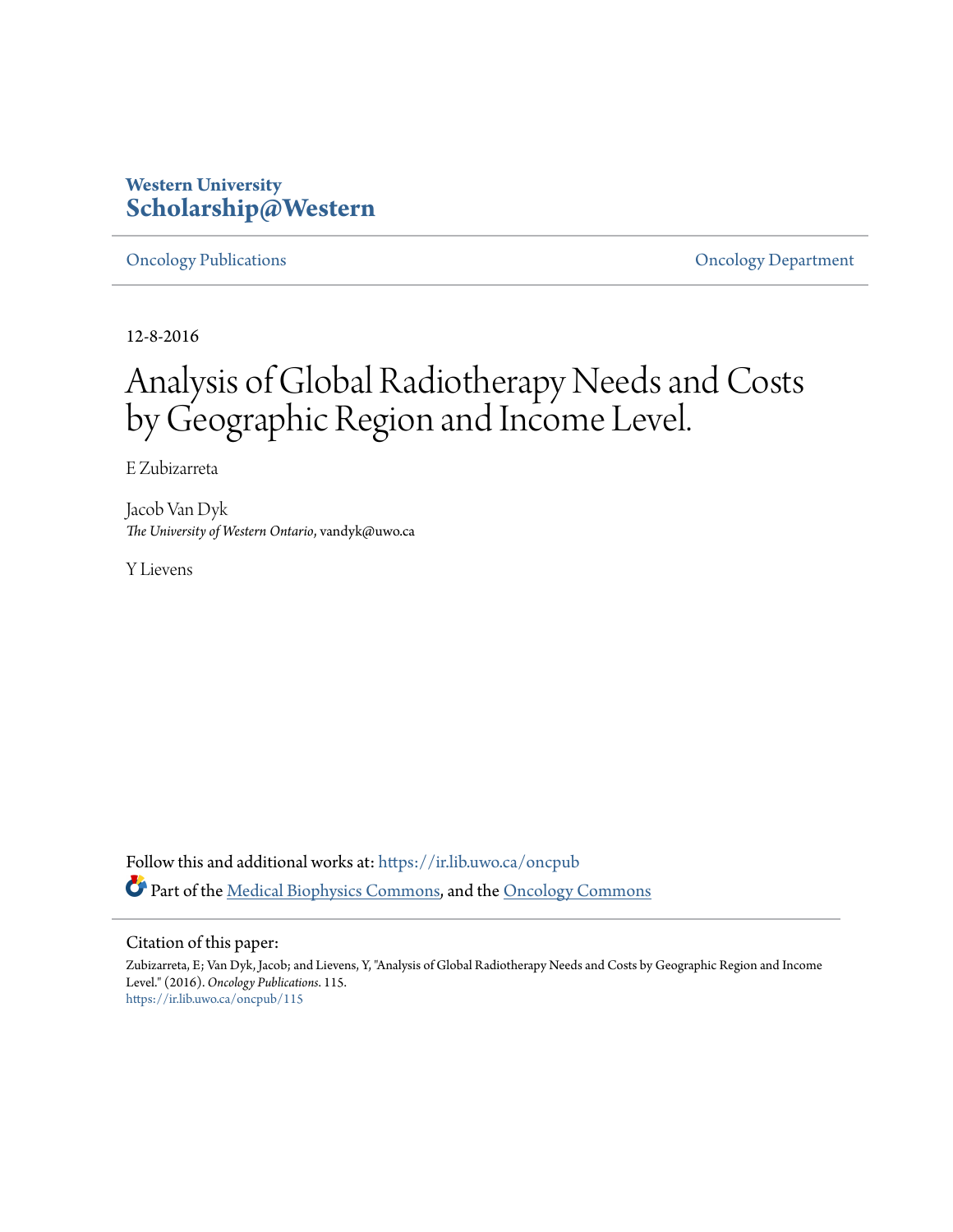**Western University**
**Scholarship@Western**

Oncology Publications | Oncology Department

12-8-2016

# Analysis of Global Radiotherapy Needs and Costs by Geographic Region and Income Level.

E Zubizarreta

Jacob Van Dyk
*The University of Western Ontario*, vandyk@uwo.ca

Y Lievens

Follow this and additional works at: https://ir.lib.uwo.ca/oncpub

Part of the Medical Biophysics Commons, and the Oncology Commons

Citation of this paper:

Zubizarreta, E; Van Dyk, Jacob; and Lievens, Y, "Analysis of Global Radiotherapy Needs and Costs by Geographic Region and Income Level." (2016). *Oncology Publications*. 115.
https://ir.lib.uwo.ca/oncpub/115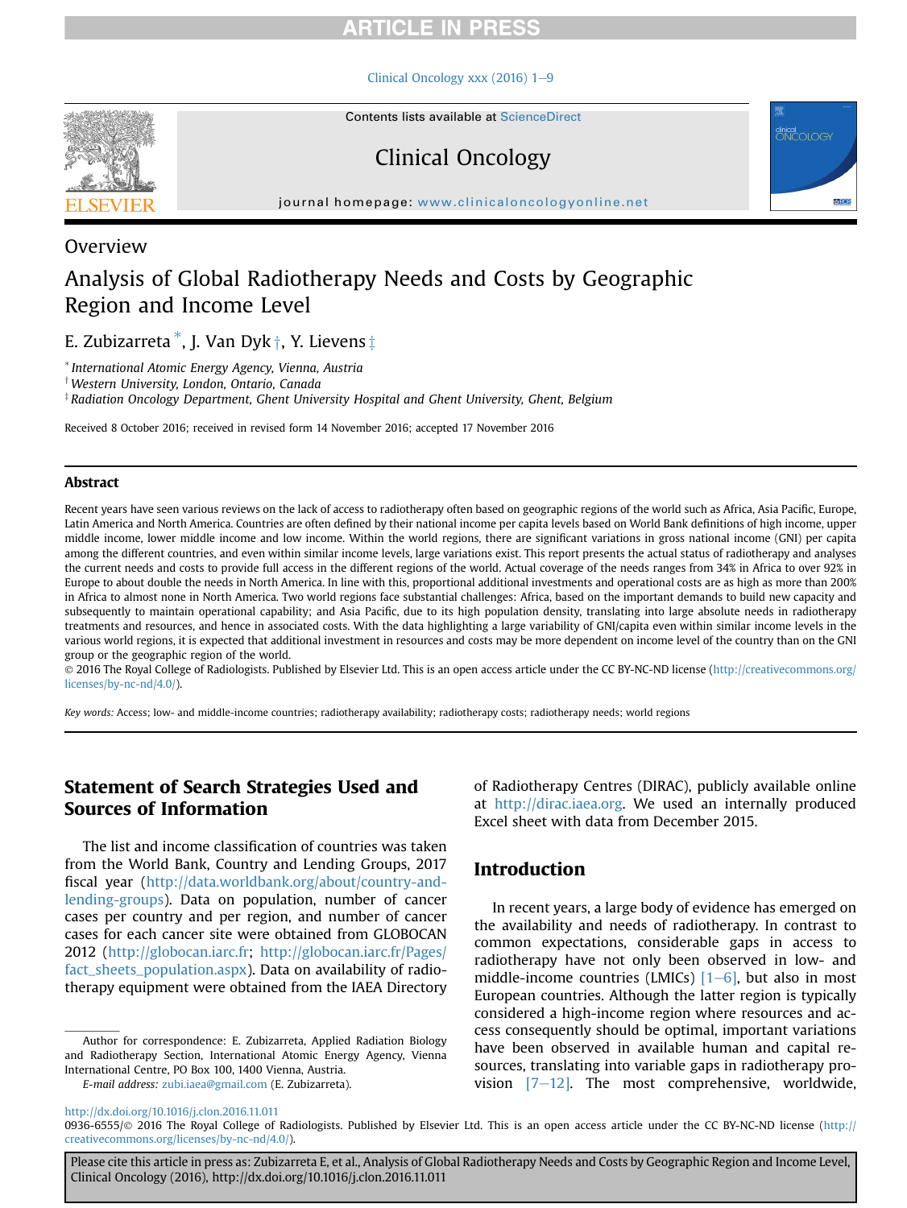Overview

# Analysis of Global Radiotherapy Needs and Costs by Geographic Region and Income Level

E. Zubizarreta [*], J. Van Dyk [†], Y. Lievens [‡]

[*] International Atomic Energy Agency, Vienna, Austria
[†] Western University, London, Ontario, Canada
[‡] Radiation Oncology Department, Ghent University Hospital and Ghent University, Ghent, Belgium

Received 8 October 2016; received in revised form 14 November 2016; accepted 17 November 2016

## Abstract

Recent years have seen various reviews on the lack of access to radiotherapy often based on geographic regions of the world such as Africa, Asia Pacific, Europe, Latin America and North America. Countries are often defined by their national income per capita levels based on World Bank definitions of high income, upper middle income, lower middle income and low income. Within the world regions, there are significant variations in gross national income (GNI) per capita among the different countries, and even within similar income levels, large variations exist. This report presents the actual status of radiotherapy and analyses the current needs and costs to provide full access in the different regions of the world. Actual coverage of the needs ranges from 34% in Africa to over 92% in Europe to about double the needs in North America. In line with this, proportional additional investments and operational costs are as high as more than 200% in Africa to almost none in North America. Two world regions face substantial challenges: Africa, based on the important demands to build new capacity and subsequently to maintain operational capability; and Asia Pacific, due to its high population density, translating into large absolute needs in radiotherapy treatments and resources, and hence in associated costs. With the data highlighting a large variability of GNI/capita even within similar income levels in the various world regions, it is expected that additional investment in resources and costs may be more dependent on income level of the country than on the GNI group or the geographic region of the world.

© 2016 The Royal College of Radiologists. Published by Elsevier Ltd. This is an open access article under the CC BY-NC-ND license (http://creativecommons.org/licenses/by-nc-nd/4.0/).

*Key words:* Access; low- and middle-income countries; radiotherapy availability; radiotherapy costs; radiotherapy needs; world regions

## Statement of Search Strategies Used and Sources of Information

The list and income classification of countries was taken from the World Bank, Country and Lending Groups, 2017 fiscal year (http://data.worldbank.org/about/country-and-lending-groups). Data on population, number of cancer cases per country and per region, and number of cancer cases for each cancer site were obtained from GLOBOCAN 2012 (http://globocan.iarc.fr; http://globocan.iarc.fr/Pages/fact_sheets_population.aspx). Data on availability of radiotherapy equipment were obtained from the IAEA Directory of Radiotherapy Centres (DIRAC), publicly available online at http://dirac.iaea.org. We used an internally produced Excel sheet with data from December 2015.

## Introduction

In recent years, a large body of evidence has emerged on the availability and needs of radiotherapy. In contrast to common expectations, considerable gaps in access to radiotherapy have not only been observed in low- and middle-income countries (LMICs) [1–6], but also in most European countries. Although the latter region is typically considered a high-income region where resources and access consequently should be optimal, important variations have been observed in available human and capital resources, translating into variable gaps in radiotherapy provision [7–12]. The most comprehensive, worldwide,

Author for correspondence: E. Zubizarreta, Applied Radiation Biology and Radiotherapy Section, International Atomic Energy Agency, Vienna International Centre, PO Box 100, 1400 Vienna, Austria.
*E-mail address:* zubi.iaea@gmail.com (E. Zubizarreta).

http://dx.doi.org/10.1016/j.clon.2016.11.011
0936-6555/© 2016 The Royal College of Radiologists. Published by Elsevier Ltd. This is an open access article under the CC BY-NC-ND license (http://creativecommons.org/licenses/by-nc-nd/4.0/).

Please cite this article in press as: Zubizarreta E, et al., Analysis of Global Radiotherapy Needs and Costs by Geographic Region and Income Level, Clinical Oncology (2016), http://dx.doi.org/10.1016/j.clon.2016.11.011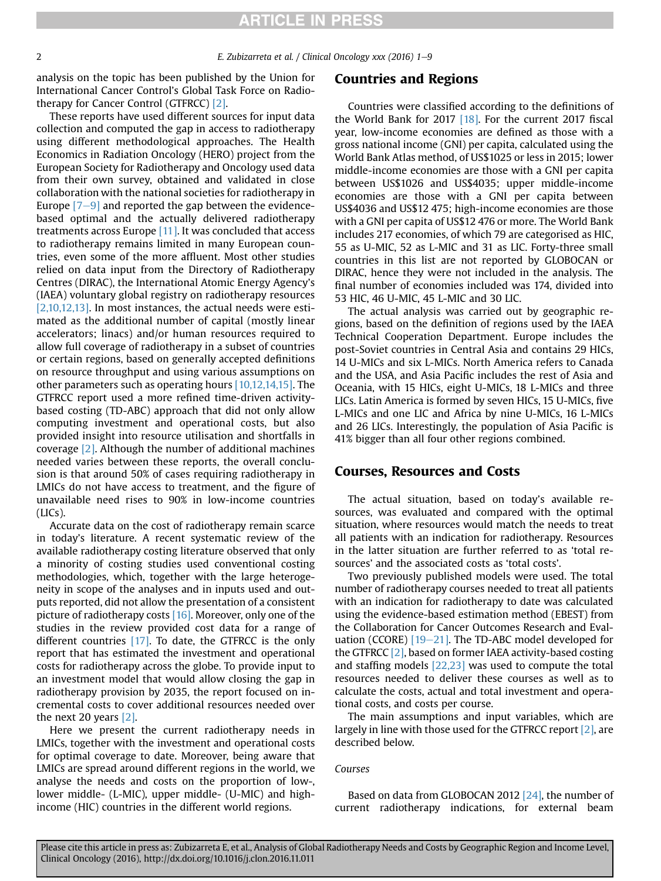analysis on the topic has been published by the Union for International Cancer Control's Global Task Force on Radiotherapy for Cancer Control (GTFRCC) [2].

These reports have used different sources for input data collection and computed the gap in access to radiotherapy using different methodological approaches. The Health Economics in Radiation Oncology (HERO) project from the European Society for Radiotherapy and Oncology used data from their own survey, obtained and validated in close collaboration with the national societies for radiotherapy in Europe [7–9] and reported the gap between the evidence-based optimal and the actually delivered radiotherapy treatments across Europe [11]. It was concluded that access to radiotherapy remains limited in many European countries, even some of the more affluent. Most other studies relied on data input from the Directory of Radiotherapy Centres (DIRAC), the International Atomic Energy Agency's (IAEA) voluntary global registry on radiotherapy resources [2,10,12,13]. In most instances, the actual needs were estimated as the additional number of capital (mostly linear accelerators; linacs) and/or human resources required to allow full coverage of radiotherapy in a subset of countries or certain regions, based on generally accepted definitions on resource throughput and using various assumptions on other parameters such as operating hours [10,12,14,15]. The GTFRCC report used a more refined time-driven activity-based costing (TD-ABC) approach that did not only allow computing investment and operational costs, but also provided insight into resource utilisation and shortfalls in coverage [2]. Although the number of additional machines needed varies between these reports, the overall conclusion is that around 50% of cases requiring radiotherapy in LMICs do not have access to treatment, and the figure of unavailable need rises to 90% in low-income countries (LICs).

Accurate data on the cost of radiotherapy remain scarce in today's literature. A recent systematic review of the available radiotherapy costing literature observed that only a minority of costing studies used conventional costing methodologies, which, together with the large heterogeneity in scope of the analyses and in inputs used and outputs reported, did not allow the presentation of a consistent picture of radiotherapy costs [16]. Moreover, only one of the studies in the review provided cost data for a range of different countries [17]. To date, the GTFRCC is the only report that has estimated the investment and operational costs for radiotherapy across the globe. To provide input to an investment model that would allow closing the gap in radiotherapy provision by 2035, the report focused on incremental costs to cover additional resources needed over the next 20 years [2].

Here we present the current radiotherapy needs in LMICs, together with the investment and operational costs for optimal coverage to date. Moreover, being aware that LMICs are spread around different regions in the world, we analyse the needs and costs on the proportion of low-, lower middle- (L-MIC), upper middle- (U-MIC) and high-income (HIC) countries in the different world regions.

## Countries and Regions

Countries were classified according to the definitions of the World Bank for 2017 [18]. For the current 2017 fiscal year, low-income economies are defined as those with a gross national income (GNI) per capita, calculated using the World Bank Atlas method, of US$1025 or less in 2015; lower middle-income economies are those with a GNI per capita between US$1026 and US$4035; upper middle-income economies are those with a GNI per capita between US$4036 and US$12 475; high-income economies are those with a GNI per capita of US$12 476 or more. The World Bank includes 217 economies, of which 79 are categorised as HIC, 55 as U-MIC, 52 as L-MIC and 31 as LIC. Forty-three small countries in this list are not reported by GLOBOCAN or DIRAC, hence they were not included in the analysis. The final number of economies included was 174, divided into 53 HIC, 46 U-MIC, 45 L-MIC and 30 LIC.

The actual analysis was carried out by geographic regions, based on the definition of regions used by the IAEA Technical Cooperation Department. Europe includes the post-Soviet countries in Central Asia and contains 29 HICs, 14 U-MICs and six L-MICs. North America refers to Canada and the USA, and Asia Pacific includes the rest of Asia and Oceania, with 15 HICs, eight U-MICs, 18 L-MICs and three LICs. Latin America is formed by seven HICs, 15 U-MICs, five L-MICs and one LIC and Africa by nine U-MICs, 16 L-MICs and 26 LICs. Interestingly, the population of Asia Pacific is 41% bigger than all four other regions combined.

## Courses, Resources and Costs

The actual situation, based on today's available resources, was evaluated and compared with the optimal situation, where resources would match the needs to treat all patients with an indication for radiotherapy. Resources in the latter situation are further referred to as 'total resources' and the associated costs as 'total costs'.

Two previously published models were used. The total number of radiotherapy courses needed to treat all patients with an indication for radiotherapy to date was calculated using the evidence-based estimation method (EBEST) from the Collaboration for Cancer Outcomes Research and Evaluation (CCORE) [19–21]. The TD-ABC model developed for the GTFRCC [2], based on former IAEA activity-based costing and staffing models [22,23] was used to compute the total resources needed to deliver these courses as well as to calculate the costs, actual and total investment and operational costs, and costs per course.

The main assumptions and input variables, which are largely in line with those used for the GTFRCC report [2], are described below.

### Courses

Based on data from GLOBOCAN 2012 [24], the number of current radiotherapy indications, for external beam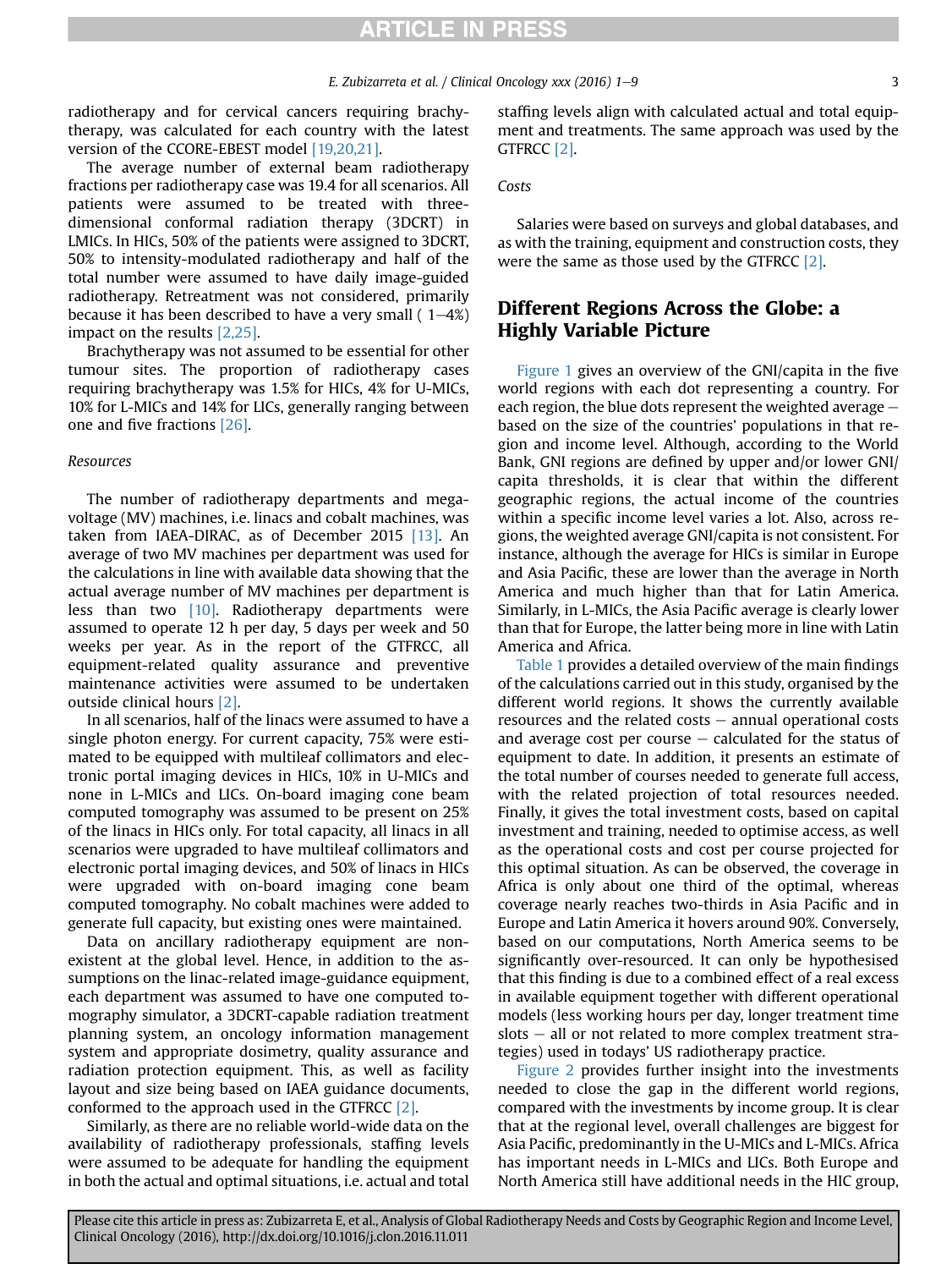radiotherapy and for cervical cancers requiring brachytherapy, was calculated for each country with the latest version of the CCORE-EBEST model [19,20,21].

The average number of external beam radiotherapy fractions per radiotherapy case was 19.4 for all scenarios. All patients were assumed to be treated with three-dimensional conformal radiation therapy (3DCRT) in LMICs. In HICs, 50% of the patients were assigned to 3DCRT, 50% to intensity-modulated radiotherapy and half of the total number were assumed to have daily image-guided radiotherapy. Retreatment was not considered, primarily because it has been described to have a very small ( 1–4%) impact on the results [2,25].

Brachytherapy was not assumed to be essential for other tumour sites. The proportion of radiotherapy cases requiring brachytherapy was 1.5% for HICs, 4% for U-MICs, 10% for L-MICs and 14% for LICs, generally ranging between one and five fractions [26].

*Resources*

The number of radiotherapy departments and megavoltage (MV) machines, i.e. linacs and cobalt machines, was taken from IAEA-DIRAC, as of December 2015 [13]. An average of two MV machines per department was used for the calculations in line with available data showing that the actual average number of MV machines per department is less than two [10]. Radiotherapy departments were assumed to operate 12 h per day, 5 days per week and 50 weeks per year. As in the report of the GTFRCC, all equipment-related quality assurance and preventive maintenance activities were assumed to be undertaken outside clinical hours [2].

In all scenarios, half of the linacs were assumed to have a single photon energy. For current capacity, 75% were estimated to be equipped with multileaf collimators and electronic portal imaging devices in HICs, 10% in U-MICs and none in L-MICs and LICs. On-board imaging cone beam computed tomography was assumed to be present on 25% of the linacs in HICs only. For total capacity, all linacs in all scenarios were upgraded to have multileaf collimators and electronic portal imaging devices, and 50% of linacs in HICs were upgraded with on-board imaging cone beam computed tomography. No cobalt machines were added to generate full capacity, but existing ones were maintained.

Data on ancillary radiotherapy equipment are non-existent at the global level. Hence, in addition to the assumptions on the linac-related image-guidance equipment, each department was assumed to have one computed tomography simulator, a 3DCRT-capable radiation treatment planning system, an oncology information management system and appropriate dosimetry, quality assurance and radiation protection equipment. This, as well as facility layout and size being based on IAEA guidance documents, conformed to the approach used in the GTFRCC [2].

Similarly, as there are no reliable world-wide data on the availability of radiotherapy professionals, staffing levels were assumed to be adequate for handling the equipment in both the actual and optimal situations, i.e. actual and total staffing levels align with calculated actual and total equipment and treatments. The same approach was used by the GTFRCC [2].

*Costs*

Salaries were based on surveys and global databases, and as with the training, equipment and construction costs, they were the same as those used by the GTFRCC [2].

## Different Regions Across the Globe: a Highly Variable Picture

Figure 1 gives an overview of the GNI/capita in the five world regions with each dot representing a country. For each region, the blue dots represent the weighted average – based on the size of the countries' populations in that region and income level. Although, according to the World Bank, GNI regions are defined by upper and/or lower GNI/capita thresholds, it is clear that within the different geographic regions, the actual income of the countries within a specific income level varies a lot. Also, across regions, the weighted average GNI/capita is not consistent. For instance, although the average for HICs is similar in Europe and Asia Pacific, these are lower than the average in North America and much higher than that for Latin America. Similarly, in L-MICs, the Asia Pacific average is clearly lower than that for Europe, the latter being more in line with Latin America and Africa.

Table 1 provides a detailed overview of the main findings of the calculations carried out in this study, organised by the different world regions. It shows the currently available resources and the related costs – annual operational costs and average cost per course – calculated for the status of equipment to date. In addition, it presents an estimate of the total number of courses needed to generate full access, with the related projection of total resources needed. Finally, it gives the total investment costs, based on capital investment and training, needed to optimise access, as well as the operational costs and cost per course projected for this optimal situation. As can be observed, the coverage in Africa is only about one third of the optimal, whereas coverage nearly reaches two-thirds in Asia Pacific and in Europe and Latin America it hovers around 90%. Conversely, based on our computations, North America seems to be significantly over-resourced. It can only be hypothesised that this finding is due to a combined effect of a real excess in available equipment together with different operational models (less working hours per day, longer treatment time slots – all or not related to more complex treatment strategies) used in todays' US radiotherapy practice.

Figure 2 provides further insight into the investments needed to close the gap in the different world regions, compared with the investments by income group. It is clear that at the regional level, overall challenges are biggest for Asia Pacific, predominantly in the U-MICs and L-MICs. Africa has important needs in L-MICs and LICs. Both Europe and North America still have additional needs in the HIC group,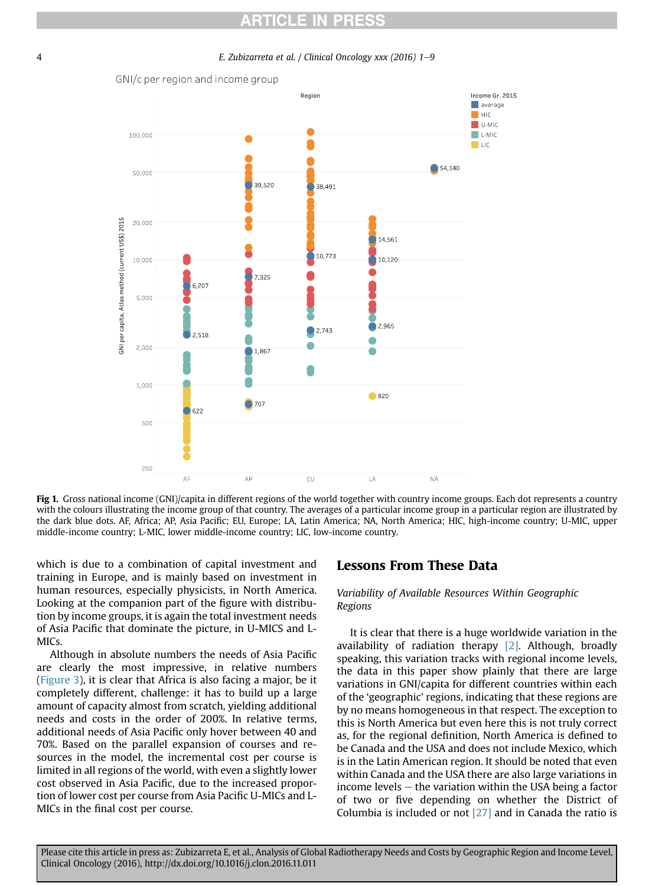Fig 1. Gross national income (GNI)/capita in different regions of the world together with country income groups. Each dot represents a country with the colours illustrating the income group of that country. The averages of a particular income group in a particular region are illustrated by the dark blue dots. AF, Africa; AP, Asia Pacific; EU, Europe; LA, Latin America; NA, North America; HIC, high-income country; U-MIC, upper middle-income country; L-MIC, lower middle-income country; LIC, low-income country.

which is due to a combination of capital investment and training in Europe, and is mainly based on investment in human resources, especially physicists, in North America. Looking at the companion part of the figure with distribution by income groups, it is again the total investment needs of Asia Pacific that dominate the picture, in U-MICS and L-MICs.

Although in absolute numbers the needs of Asia Pacific are clearly the most impressive, in relative numbers (Figure 3), it is clear that Africa is also facing a major, be it completely different, challenge: it has to build up a large amount of capacity almost from scratch, yielding additional needs and costs in the order of 200%. In relative terms, additional needs of Asia Pacific only hover between 40 and 70%. Based on the parallel expansion of courses and resources in the model, the incremental cost per course is limited in all regions of the world, with even a slightly lower cost observed in Asia Pacific, due to the increased proportion of lower cost per course from Asia Pacific U-MICs and L-MICs in the final cost per course.

## Lessons From These Data

### *Variability of Available Resources Within Geographic Regions*

It is clear that there is a huge worldwide variation in the availability of radiation therapy [2]. Although, broadly speaking, this variation tracks with regional income levels, the data in this paper show plainly that there are large variations in GNI/capita for different countries within each of the 'geographic' regions, indicating that these regions are by no means homogeneous in that respect. The exception to this is North America but even here this is not truly correct as, for the regional definition, North America is defined to be Canada and the USA and does not include Mexico, which is in the Latin American region. It should be noted that even within Canada and the USA there are also large variations in income levels – the variation within the USA being a factor of two or five depending on whether the District of Columbia is included or not [27] and in Canada the ratio is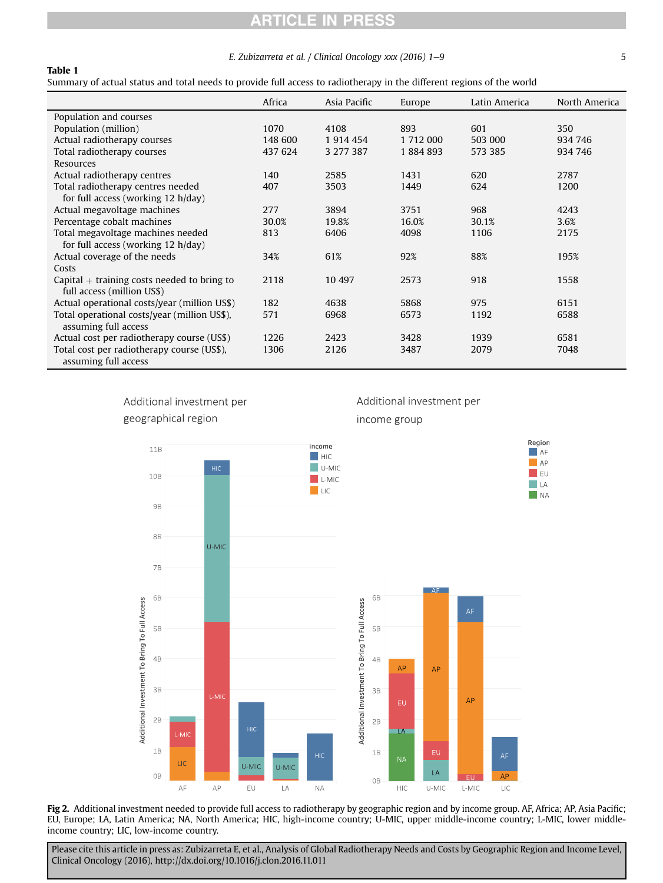**Table 1**
Summary of actual status and total needs to provide full access to radiotherapy in the different regions of the world

| | Africa | Asia Pacific | Europe | Latin America | North America |
|---|---|---|---|---|---|
| Population and courses | | | | | |
| Population (million) | 1070 | 4108 | 893 | 601 | 350 |
| Actual radiotherapy courses | 148 600 | 1 914 454 | 1 712 000 | 503 000 | 934 746 |
| Total radiotherapy courses | 437 624 | 3 277 387 | 1 884 893 | 573 385 | 934 746 |
| Resources | | | | | |
| Actual radiotherapy centres | 140 | 2585 | 1431 | 620 | 2787 |
| Total radiotherapy centres needed for full access (working 12 h/day) | 407 | 3503 | 1449 | 624 | 1200 |
| Actual megavoltage machines | 277 | 3894 | 3751 | 968 | 4243 |
| Percentage cobalt machines | 30.0% | 19.8% | 16.0% | 30.1% | 3.6% |
| Total megavoltage machines needed for full access (working 12 h/day) | 813 | 6406 | 4098 | 1106 | 2175 |
| Actual coverage of the needs | 34% | 61% | 92% | 88% | 195% |
| Costs | | | | | |
| Capital + training costs needed to bring to full access (million US$) | 2118 | 10 497 | 2573 | 918 | 1558 |
| Actual operational costs/year (million US$) | 182 | 4638 | 5868 | 975 | 6151 |
| Total operational costs/year (million US$), assuming full access | 571 | 6968 | 6573 | 1192 | 6588 |
| Actual cost per radiotherapy course (US$) | 1226 | 2423 | 3428 | 1939 | 6581 |
| Total cost per radiotherapy course (US$), assuming full access | 1306 | 2126 | 3487 | 2079 | 7048 |

**Fig 2.** Additional investment needed to provide full access to radiotherapy by geographic region and by income group. AF, Africa; AP, Asia Pacific; EU, Europe; LA, Latin America; NA, North America; HIC, high-income country; U-MIC, upper middle-income country; L-MIC, lower middle-income country; LIC, low-income country.

Please cite this article in press as: Zubizarreta E, et al., Analysis of Global Radiotherapy Needs and Costs by Geographic Region and Income Level, Clinical Oncology (2016), http://dx.doi.org/10.1016/j.clon.2016.11.011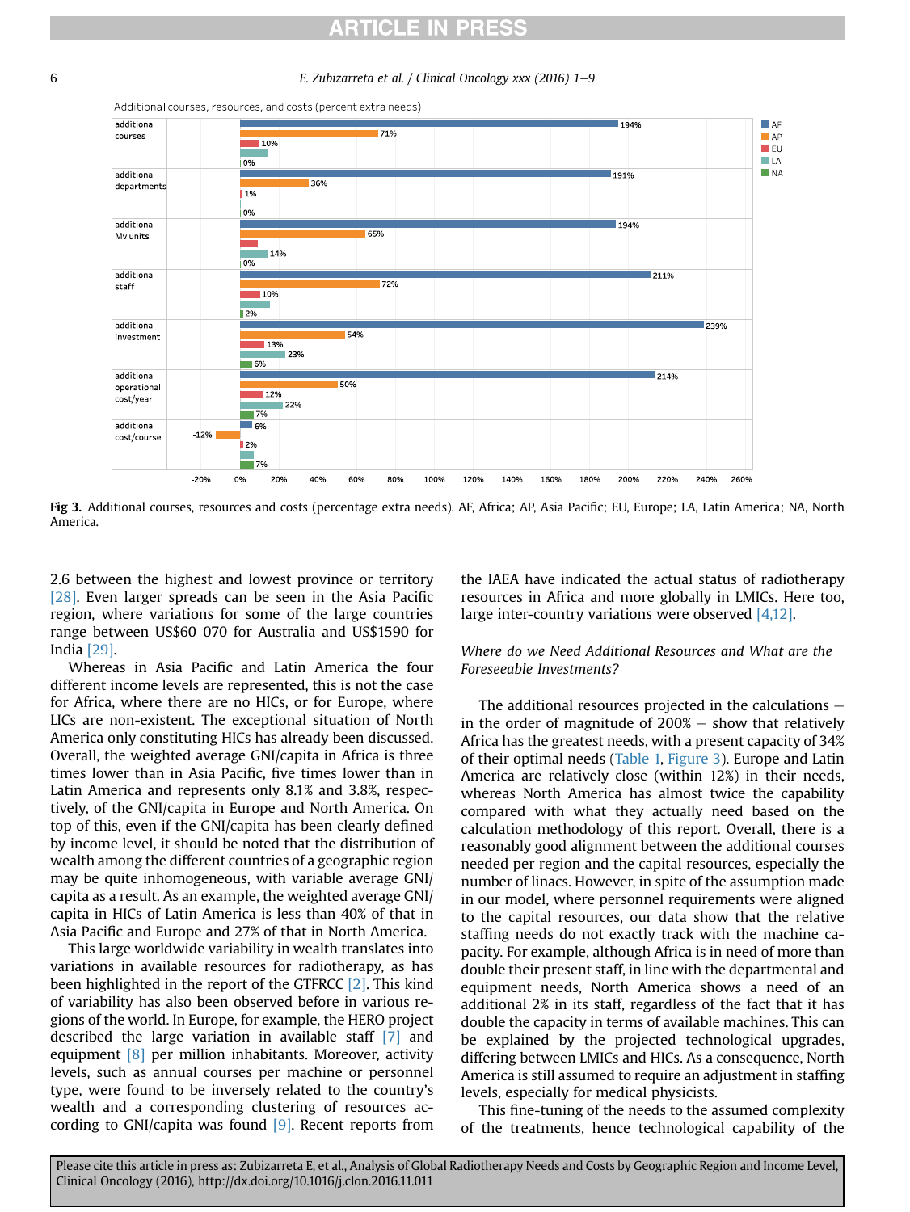Additional courses, resources, and costs (percent extra needs)

| | AF | AP | EU | LA | NA |
|---|---|---|---|---|---|
| additional courses | 194% | 71% | 10% | | 0% |
| additional departments | 191% | 36% | 1% | | 0% |
| additional Mv units | 194% | 65% | | 14% | 0% |
| additional staff | 211% | 72% | 10% | | 2% |
| additional investment | 239% | 54% | 13% | 23% | 6% |
| additional operational cost/year | 214% | 50% | 12% | 22% | 7% |
| additional cost/course | 6% | -12% | 2% | | 7% |

**Fig 3.** Additional courses, resources and costs (percentage extra needs). AF, Africa; AP, Asia Pacific; EU, Europe; LA, Latin America; NA, North America.

2.6 between the highest and lowest province or territory [28]. Even larger spreads can be seen in the Asia Pacific region, where variations for some of the large countries range between US$60 070 for Australia and US$1590 for India [29].

Whereas in Asia Pacific and Latin America the four different income levels are represented, this is not the case for Africa, where there are no HICs, or for Europe, where LICs are non-existent. The exceptional situation of North America only constituting HICs has already been discussed. Overall, the weighted average GNI/capita in Africa is three times lower than in Asia Pacific, five times lower than in Latin America and represents only 8.1% and 3.8%, respectively, of the GNI/capita in Europe and North America. On top of this, even if the GNI/capita has been clearly defined by income level, it should be noted that the distribution of wealth among the different countries of a geographic region may be quite inhomogeneous, with variable average GNI/capita as a result. As an example, the weighted average GNI/capita in HICs of Latin America is less than 40% of that in Asia Pacific and Europe and 27% of that in North America.

This large worldwide variability in wealth translates into variations in available resources for radiotherapy, as has been highlighted in the report of the GTFRCC [2]. This kind of variability has also been observed before in various regions of the world. In Europe, for example, the HERO project described the large variation in available staff [7] and equipment [8] per million inhabitants. Moreover, activity levels, such as annual courses per machine or personnel type, were found to be inversely related to the country's wealth and a corresponding clustering of resources according to GNI/capita was found [9]. Recent reports from the IAEA have indicated the actual status of radiotherapy resources in Africa and more globally in LMICs. Here too, large inter-country variations were observed [4,12].

*Where do we Need Additional Resources and What are the Foreseeable Investments?*

The additional resources projected in the calculations — in the order of magnitude of 200% — show that relatively Africa has the greatest needs, with a present capacity of 34% of their optimal needs (Table 1, Figure 3). Europe and Latin America are relatively close (within 12%) in their needs, whereas North America has almost twice the capability compared with what they actually need based on the calculation methodology of this report. Overall, there is a reasonably good alignment between the additional courses needed per region and the capital resources, especially the number of linacs. However, in spite of the assumption made in our model, where personnel requirements were aligned to the capital resources, our data show that the relative staffing needs do not exactly track with the machine capacity. For example, although Africa is in need of more than double their present staff, in line with the departmental and equipment needs, North America shows a need of an additional 2% in its staff, regardless of the fact that it has double the capacity in terms of available machines. This can be explained by the projected technological upgrades, differing between LMICs and HICs. As a consequence, North America is still assumed to require an adjustment in staffing levels, especially for medical physicists.

This fine-tuning of the needs to the assumed complexity of the treatments, hence technological capability of the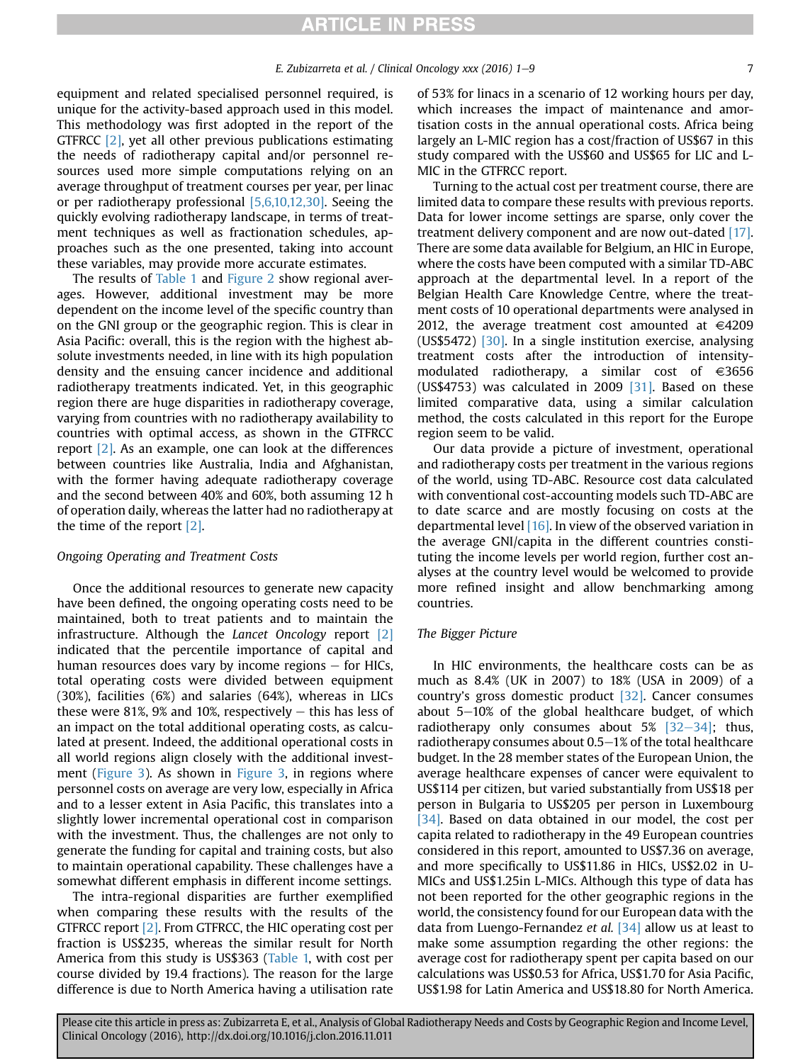equipment and related specialised personnel required, is unique for the activity-based approach used in this model. This methodology was first adopted in the report of the GTFRCC [2], yet all other previous publications estimating the needs of radiotherapy capital and/or personnel resources used more simple computations relying on an average throughput of treatment courses per year, per linac or per radiotherapy professional [5,6,10,12,30]. Seeing the quickly evolving radiotherapy landscape, in terms of treatment techniques as well as fractionation schedules, approaches such as the one presented, taking into account these variables, may provide more accurate estimates.

The results of Table 1 and Figure 2 show regional averages. However, additional investment may be more dependent on the income level of the specific country than on the GNI group or the geographic region. This is clear in Asia Pacific: overall, this is the region with the highest absolute investments needed, in line with its high population density and the ensuing cancer incidence and additional radiotherapy treatments indicated. Yet, in this geographic region there are huge disparities in radiotherapy coverage, varying from countries with no radiotherapy availability to countries with optimal access, as shown in the GTFRCC report [2]. As an example, one can look at the differences between countries like Australia, India and Afghanistan, with the former having adequate radiotherapy coverage and the second between 40% and 60%, both assuming 12 h of operation daily, whereas the latter had no radiotherapy at the time of the report [2].

### *Ongoing Operating and Treatment Costs*

Once the additional resources to generate new capacity have been defined, the ongoing operating costs need to be maintained, both to treat patients and to maintain the infrastructure. Although the *Lancet Oncology* report [2] indicated that the percentile importance of capital and human resources does vary by income regions – for HICs, total operating costs were divided between equipment (30%), facilities (6%) and salaries (64%), whereas in LICs these were 81%, 9% and 10%, respectively – this has less of an impact on the total additional operating costs, as calculated at present. Indeed, the additional operational costs in all world regions align closely with the additional investment (Figure 3). As shown in Figure 3, in regions where personnel costs on average are very low, especially in Africa and to a lesser extent in Asia Pacific, this translates into a slightly lower incremental operational cost in comparison with the investment. Thus, the challenges are not only to generate the funding for capital and training costs, but also to maintain operational capability. These challenges have a somewhat different emphasis in different income settings.

The intra-regional disparities are further exemplified when comparing these results with the results of the GTFRCC report [2]. From GTFRCC, the HIC operating cost per fraction is US$235, whereas the similar result for North America from this study is US$363 (Table 1, with cost per course divided by 19.4 fractions). The reason for the large difference is due to North America having a utilisation rate of 53% for linacs in a scenario of 12 working hours per day, which increases the impact of maintenance and amortisation costs in the annual operational costs. Africa being largely an L-MIC region has a cost/fraction of US$67 in this study compared with the US$60 and US$65 for LIC and L-MIC in the GTFRCC report.

Turning to the actual cost per treatment course, there are limited data to compare these results with previous reports. Data for lower income settings are sparse, only cover the treatment delivery component and are now out-dated [17]. There are some data available for Belgium, an HIC in Europe, where the costs have been computed with a similar TD-ABC approach at the departmental level. In a report of the Belgian Health Care Knowledge Centre, where the treatment costs of 10 operational departments were analysed in 2012, the average treatment cost amounted at €4209 (US$5472) [30]. In a single institution exercise, analysing treatment costs after the introduction of intensity-modulated radiotherapy, a similar cost of €3656 (US$4753) was calculated in 2009 [31]. Based on these limited comparative data, using a similar calculation method, the costs calculated in this report for the Europe region seem to be valid.

Our data provide a picture of investment, operational and radiotherapy costs per treatment in the various regions of the world, using TD-ABC. Resource cost data calculated with conventional cost-accounting models such TD-ABC are to date scarce and are mostly focusing on costs at the departmental level [16]. In view of the observed variation in the average GNI/capita in the different countries constituting the income levels per world region, further cost analyses at the country level would be welcomed to provide more refined insight and allow benchmarking among countries.

### *The Bigger Picture*

In HIC environments, the healthcare costs can be as much as 8.4% (UK in 2007) to 18% (USA in 2009) of a country's gross domestic product [32]. Cancer consumes about 5–10% of the global healthcare budget, of which radiotherapy only consumes about 5% [32–34]; thus, radiotherapy consumes about 0.5–1% of the total healthcare budget. In the 28 member states of the European Union, the average healthcare expenses of cancer were equivalent to US$114 per citizen, but varied substantially from US$18 per person in Bulgaria to US$205 per person in Luxembourg [34]. Based on data obtained in our model, the cost per capita related to radiotherapy in the 49 European countries considered in this report, amounted to US$7.36 on average, and more specifically to US$11.86 in HICs, US$2.02 in U-MICs and US$1.25in L-MICs. Although this type of data has not been reported for the other geographic regions in the world, the consistency found for our European data with the data from Luengo-Fernandez *et al.* [34] allow us at least to make some assumption regarding the other regions: the average cost for radiotherapy spent per capita based on our calculations was US$0.53 for Africa, US$1.70 for Asia Pacific, US$1.98 for Latin America and US$18.80 for North America.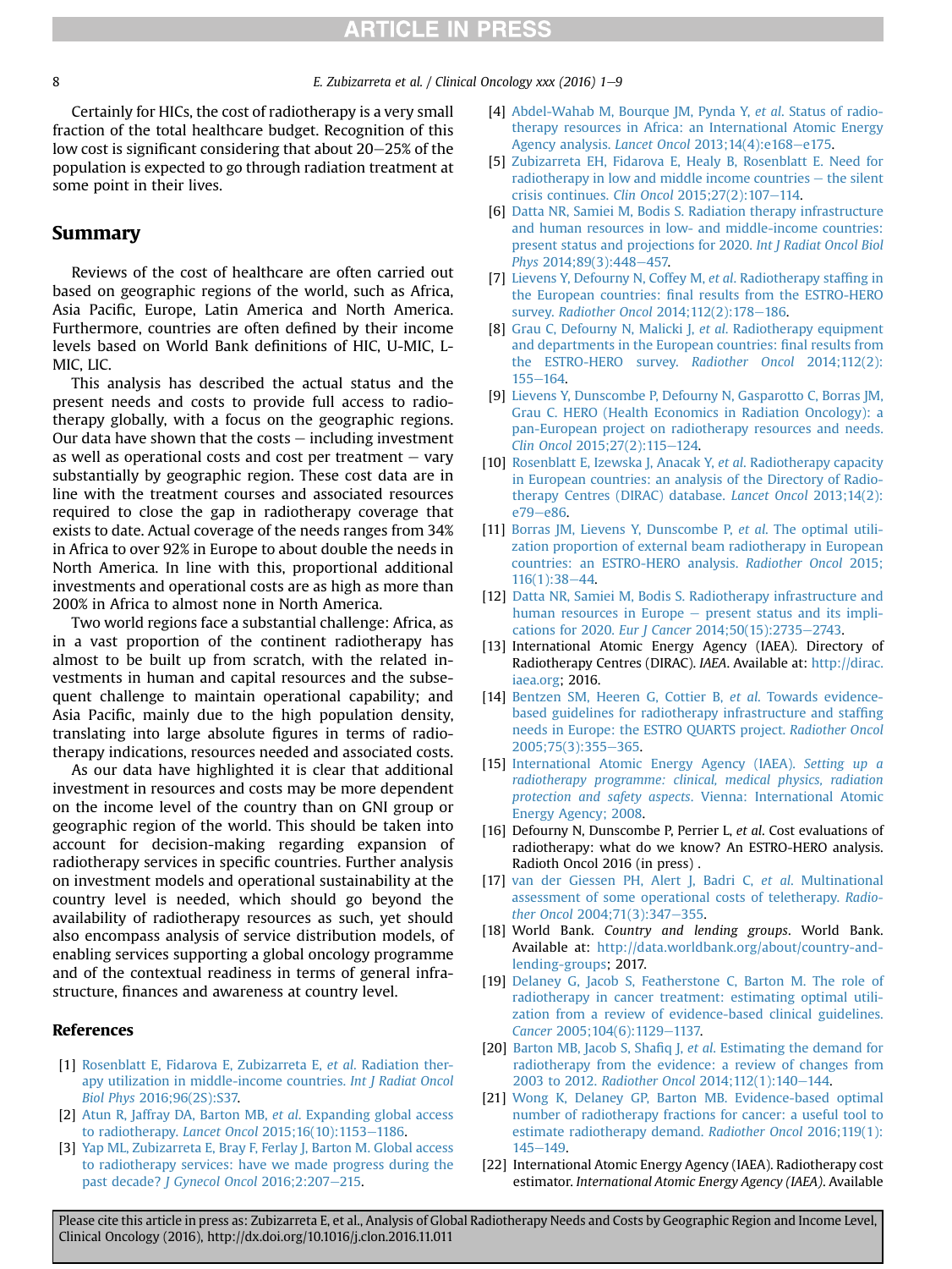Certainly for HICs, the cost of radiotherapy is a very small fraction of the total healthcare budget. Recognition of this low cost is significant considering that about 20–25% of the population is expected to go through radiation treatment at some point in their lives.

## Summary

Reviews of the cost of healthcare are often carried out based on geographic regions of the world, such as Africa, Asia Pacific, Europe, Latin America and North America. Furthermore, countries are often defined by their income levels based on World Bank definitions of HIC, U-MIC, L-MIC, LIC.

This analysis has described the actual status and the present needs and costs to provide full access to radiotherapy globally, with a focus on the geographic regions. Our data have shown that the costs – including investment as well as operational costs and cost per treatment – vary substantially by geographic region. These cost data are in line with the treatment courses and associated resources required to close the gap in radiotherapy coverage that exists to date. Actual coverage of the needs ranges from 34% in Africa to over 92% in Europe to about double the needs in North America. In line with this, proportional additional investments and operational costs are as high as more than 200% in Africa to almost none in North America.

Two world regions face a substantial challenge: Africa, as in a vast proportion of the continent radiotherapy has almost to be built up from scratch, with the related investments in human and capital resources and the subsequent challenge to maintain operational capability; and Asia Pacific, mainly due to the high population density, translating into large absolute figures in terms of radiotherapy indications, resources needed and associated costs.

As our data have highlighted it is clear that additional investment in resources and costs may be more dependent on the income level of the country than on GNI group or geographic region of the world. This should be taken into account for decision-making regarding expansion of radiotherapy services in specific countries. Further analysis on investment models and operational sustainability at the country level is needed, which should go beyond the availability of radiotherapy resources as such, yet should also encompass analysis of service distribution models, of enabling services supporting a global oncology programme and of the contextual readiness in terms of general infrastructure, finances and awareness at country level.

## References

[1] Rosenblatt E, Fidarova E, Zubizarreta E, *et al.* Radiation therapy utilization in middle-income countries. *Int J Radiat Oncol Biol Phys* 2016;96(2S):S37.

[2] Atun R, Jaffray DA, Barton MB, *et al.* Expanding global access to radiotherapy. *Lancet Oncol* 2015;16(10):1153–1186.

[3] Yap ML, Zubizarreta E, Bray F, Ferlay J, Barton M. Global access to radiotherapy services: have we made progress during the past decade? *J Gynecol Oncol* 2016;2:207–215.

[4] Abdel-Wahab M, Bourque JM, Pynda Y, *et al.* Status of radiotherapy resources in Africa: an International Atomic Energy Agency analysis. *Lancet Oncol* 2013;14(4):e168–e175.

[5] Zubizarreta EH, Fidarova E, Healy B, Rosenblatt E. Need for radiotherapy in low and middle income countries – the silent crisis continues. *Clin Oncol* 2015;27(2):107–114.

[6] Datta NR, Samiei M, Bodis S. Radiation therapy infrastructure and human resources in low- and middle-income countries: present status and projections for 2020. *Int J Radiat Oncol Biol Phys* 2014;89(3):448–457.

[7] Lievens Y, Defourny N, Coffey M, *et al.* Radiotherapy staffing in the European countries: final results from the ESTRO-HERO survey. *Radiother Oncol* 2014;112(2):178–186.

[8] Grau C, Defourny N, Malicki J, *et al.* Radiotherapy equipment and departments in the European countries: final results from the ESTRO-HERO survey. *Radiother Oncol* 2014;112(2):155–164.

[9] Lievens Y, Dunscombe P, Defourny N, Gasparotto C, Borras JM, Grau C. HERO (Health Economics in Radiation Oncology): a pan-European project on radiotherapy resources and needs. *Clin Oncol* 2015;27(2):115–124.

[10] Rosenblatt E, Izewska J, Anacak Y, *et al.* Radiotherapy capacity in European countries: an analysis of the Directory of Radiotherapy Centres (DIRAC) database. *Lancet Oncol* 2013;14(2):e79–e86.

[11] Borras JM, Lievens Y, Dunscombe P, *et al.* The optimal utilization proportion of external beam radiotherapy in European countries: an ESTRO-HERO analysis. *Radiother Oncol* 2015;116(1):38–44.

[12] Datta NR, Samiei M, Bodis S. Radiotherapy infrastructure and human resources in Europe – present status and its implications for 2020. *Eur J Cancer* 2014;50(15):2735–2743.

[13] International Atomic Energy Agency (IAEA). Directory of Radiotherapy Centres (DIRAC). *IAEA*. Available at: http://dirac.iaea.org; 2016.

[14] Bentzen SM, Heeren G, Cottier B, *et al.* Towards evidence-based guidelines for radiotherapy infrastructure and staffing needs in Europe: the ESTRO QUARTS project. *Radiother Oncol* 2005;75(3):355–365.

[15] International Atomic Energy Agency (IAEA). *Setting up a radiotherapy programme: clinical, medical physics, radiation protection and safety aspects*. Vienna: International Atomic Energy Agency; 2008.

[16] Defourny N, Dunscombe P, Perrier L, *et al.* Cost evaluations of radiotherapy: what do we know? An ESTRO-HERO analysis. Radioth Oncol 2016 (in press).

[17] van der Giessen PH, Alert J, Badri C, *et al.* Multinational assessment of some operational costs of teletherapy. *Radiother Oncol* 2004;71(3):347–355.

[18] World Bank. *Country and lending groups*. World Bank. Available at: http://data.worldbank.org/about/country-and-lending-groups; 2017.

[19] Delaney G, Jacob S, Featherstone C, Barton M. The role of radiotherapy in cancer treatment: estimating optimal utilization from a review of evidence-based clinical guidelines. *Cancer* 2005;104(6):1129–1137.

[20] Barton MB, Jacob S, Shafiq J, *et al.* Estimating the demand for radiotherapy from the evidence: a review of changes from 2003 to 2012. *Radiother Oncol* 2014;112(1):140–144.

[21] Wong K, Delaney GP, Barton MB. Evidence-based optimal number of radiotherapy fractions for cancer: a useful tool to estimate radiotherapy demand. *Radiother Oncol* 2016;119(1):145–149.

[22] International Atomic Energy Agency (IAEA). Radiotherapy cost estimator. *International Atomic Energy Agency (IAEA)*. Available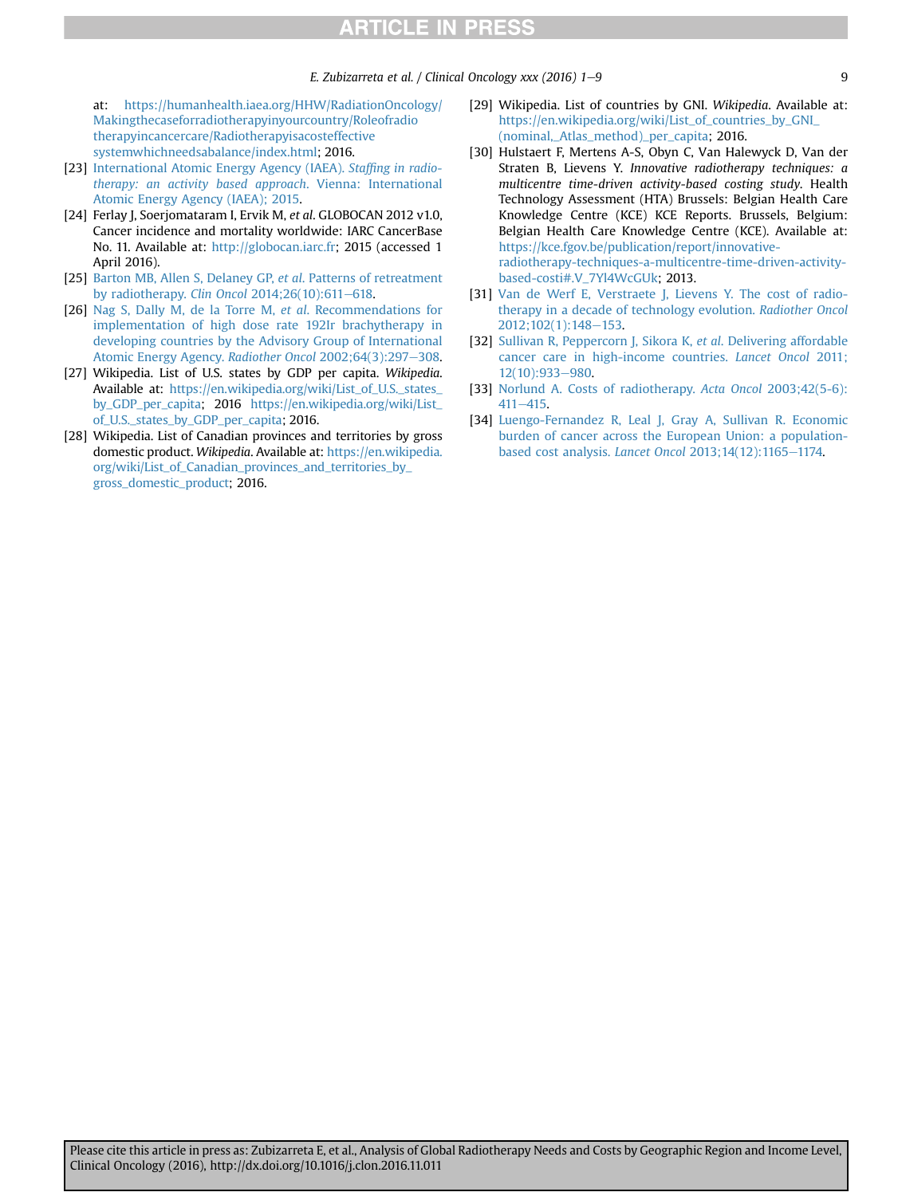at: https://humanhealth.iaea.org/HHW/RadiationOncology/Makingthecaseforradiotherapyinyourcountry/Roleofradiotherapyincancercare/Radiotherapyisacosteffectivesystemwhichneedsabalance/index.html; 2016.

[23] International Atomic Energy Agency (IAEA). *Staffing in radiotherapy: an activity based approach*. Vienna: International Atomic Energy Agency (IAEA); 2015.

[24] Ferlay J, Soerjomataram I, Ervik M, *et al*. GLOBOCAN 2012 v1.0, Cancer incidence and mortality worldwide: IARC CancerBase No. 11. Available at: http://globocan.iarc.fr; 2015 (accessed 1 April 2016).

[25] Barton MB, Allen S, Delaney GP, *et al*. Patterns of retreatment by radiotherapy. *Clin Oncol* 2014;26(10):611–618.

[26] Nag S, Dally M, de la Torre M, *et al*. Recommendations for implementation of high dose rate 192Ir brachytherapy in developing countries by the Advisory Group of International Atomic Energy Agency. *Radiother Oncol* 2002;64(3):297–308.

[27] Wikipedia. List of U.S. states by GDP per capita. *Wikipedia*. Available at: https://en.wikipedia.org/wiki/List_of_U.S._states_by_GDP_per_capita; 2016 https://en.wikipedia.org/wiki/List_of_U.S._states_by_GDP_per_capita; 2016.

[28] Wikipedia. List of Canadian provinces and territories by gross domestic product. *Wikipedia*. Available at: https://en.wikipedia.org/wiki/List_of_Canadian_provinces_and_territories_by_gross_domestic_product; 2016.

[29] Wikipedia. List of countries by GNI. *Wikipedia*. Available at: https://en.wikipedia.org/wiki/List_of_countries_by_GNI_(nominal,_Atlas_method)_per_capita; 2016.

[30] Hulstaert F, Mertens A-S, Obyn C, Van Halewyck D, Van der Straten B, Lievens Y. *Innovative radiotherapy techniques: a multicentre time-driven activity-based costing study*. Health Technology Assessment (HTA) Brussels: Belgian Health Care Knowledge Centre (KCE) KCE Reports. Brussels, Belgium: Belgian Health Care Knowledge Centre (KCE). Available at: https://kce.fgov.be/publication/report/innovative-radiotherapy-techniques-a-multicentre-time-driven-activity-based-costi#.V_7Yl4WcGUk; 2013.

[31] Van de Werf E, Verstraete J, Lievens Y. The cost of radiotherapy in a decade of technology evolution. *Radiother Oncol* 2012;102(1):148–153.

[32] Sullivan R, Peppercorn J, Sikora K, *et al*. Delivering affordable cancer care in high-income countries. *Lancet Oncol* 2011; 12(10):933–980.

[33] Norlund A. Costs of radiotherapy. *Acta Oncol* 2003;42(5-6): 411–415.

[34] Luengo-Fernandez R, Leal J, Gray A, Sullivan R. Economic burden of cancer across the European Union: a population-based cost analysis. *Lancet Oncol* 2013;14(12):1165–1174.

Please cite this article in press as: Zubizarreta E, et al., Analysis of Global Radiotherapy Needs and Costs by Geographic Region and Income Level, Clinical Oncology (2016), http://dx.doi.org/10.1016/j.clon.2016.11.011